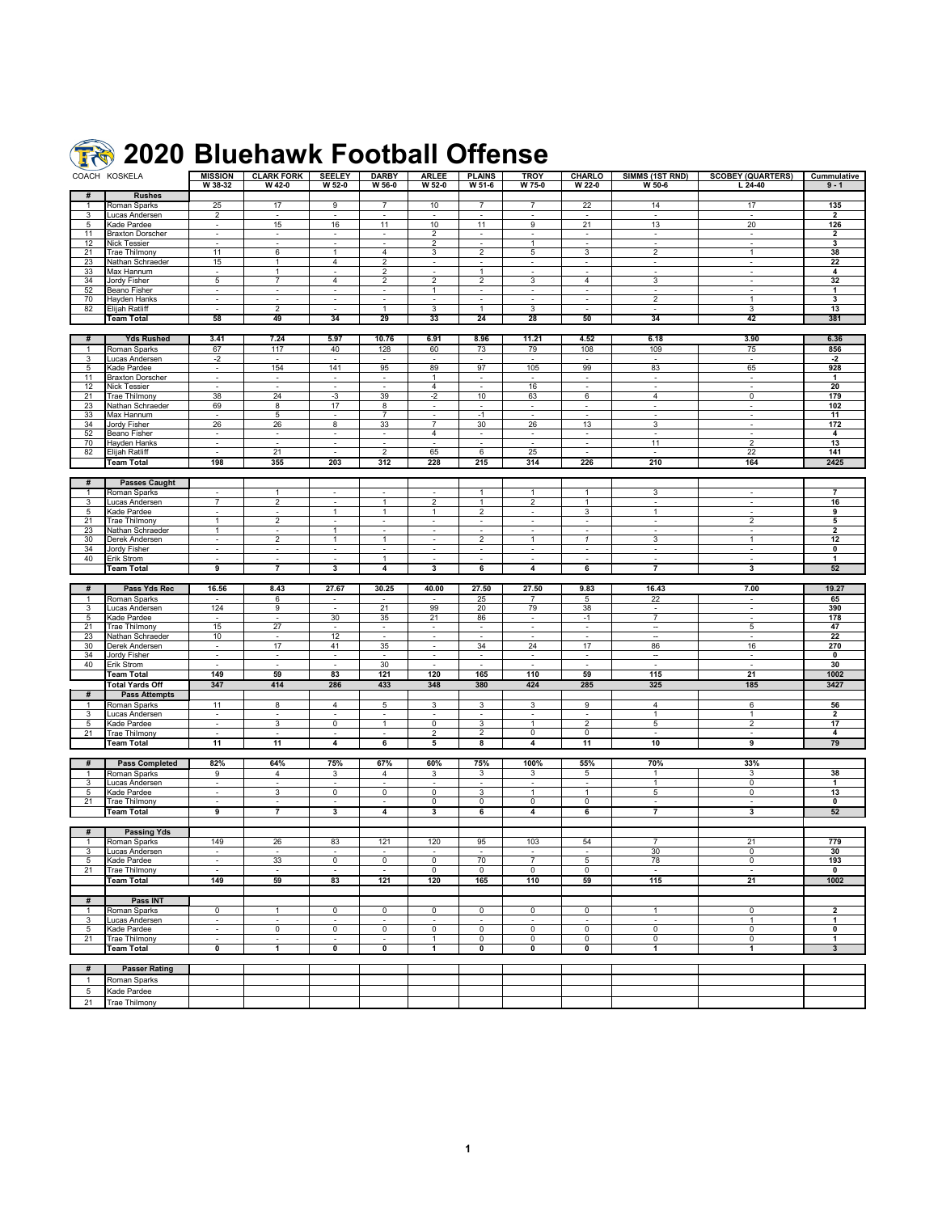# 2020 Bluehawk Football Offense

| COACH KOSKELA | | MISSION W 38-32 | CLARK FORK W 42-0 | SEELEY W 52-0 | DARBY W 56-0 | ARLEE W 52-0 | PLAINS W 51-6 | TROY W 75-0 | CHARLO W 22-0 | SIMMS (1ST RND) W 50-6 | SCOBEY (QUARTERS) L 24-40 | Cummulative 9 - 1 |
|---|---|---|---|---|---|---|---|---|---|---|---|---|
| **#** | **Rushes** | | | | | | | | | | | |
| 1 | Roman Sparks | 25 | 17 | 9 | 7 | 10 | 7 | 7 | 22 | 14 | 17 | 135 |
| 3 | Lucas Andersen | 2 | - | - | - | - | - | - | - | - | - | 2 |
| 5 | Kade Pardee | - | 15 | 16 | 11 | 10 | 11 | 9 | 21 | 13 | 20 | 126 |
| 11 | Braxton Dorscher | - | - | - | - | 2 | - | - | - | - | - | 2 |
| 12 | Nick Tessier | - | - | - | - | 2 | - | 1 | - | - | - | 3 |
| 21 | Trae Thilmony | 11 | 6 | 1 | 4 | 3 | 2 | 5 | 3 | 2 | 1 | 38 |
| 23 | Nathan Schraeder | 15 | 1 | 4 | 2 | - | - | - | - | - | - | 22 |
| 33 | Max Hannum | - | 1 | - | 2 | - | 1 | - | - | - | - | 4 |
| 34 | Jordy Fisher | 5 | 7 | 4 | 2 | 2 | 2 | 3 | 4 | 3 | - | 32 |
| 52 | Beano Fisher | - | - | - | - | 1 | - | - | - | - | - | 1 |
| 70 | Hayden Hanks | - | - | - | - | - | - | - | - | 2 | 1 | 3 |
| 82 | Elijah Ratliff | - | 2 | - | 1 | 3 | 1 | 3 | - | - | 3 | 13 |
| | **Team Total** | **58** | **49** | **34** | **29** | **33** | **24** | **28** | **50** | **34** | **42** | **381** |
| **#** | **Yds Rushed** | **3.41** | **7.24** | **5.97** | **10.76** | **6.91** | **8.96** | **11.21** | **4.52** | **6.18** | **3.90** | **6.36** |
| 1 | Roman Sparks | 67 | 117 | 40 | 128 | 60 | 73 | 79 | 108 | 109 | 75 | 856 |
| 3 | Lucas Andersen | -2 | - | - | - | - | - | - | - | - | - | -2 |
| 5 | Kade Pardee | - | 154 | 141 | 95 | 89 | 97 | 105 | 99 | 83 | 65 | 928 |
| 11 | Braxton Dorscher | - | - | - | - | 1 | - | - | - | - | - | 1 |
| 12 | Nick Tessier | - | - | - | - | 4 | - | 16 | - | - | - | 20 |
| 21 | Trae Thilmony | 38 | 24 | -3 | 39 | -2 | 10 | 63 | 6 | 4 | 0 | 179 |
| 23 | Nathan Schraeder | 69 | 8 | 17 | 8 | - | - | - | - | - | - | 102 |
| 33 | Max Hannum | - | 5 | - | 7 | - | -1 | - | - | - | - | 11 |
| 34 | Jordy Fisher | 26 | 26 | 8 | 33 | 7 | 30 | 26 | 13 | 3 | - | 172 |
| 52 | Beano Fisher | - | - | - | - | 4 | - | - | - | - | - | 4 |
| 70 | Hayden Hanks | - | - | - | - | - | - | - | - | 11 | 2 | 13 |
| 82 | Elijah Ratliff | - | 21 | - | 2 | 65 | 6 | 25 | - | - | 22 | 141 |
| | **Team Total** | **198** | **355** | **203** | **312** | **228** | **215** | **314** | **226** | **210** | **164** | **2425** |
| **#** | **Passes Caught** | | | | | | | | | | | |
| 1 | Roman Sparks | - | 1 | - | - | - | 1 | 1 | 1 | 3 | - | 7 |
| 3 | Lucas Andersen | 7 | 2 | - | 1 | 2 | 1 | 2 | 1 | - | - | 16 |
| 5 | Kade Pardee | - | - | 1 | 1 | 1 | 2 | - | 3 | 1 | - | 9 |
| 21 | Trae Thilmony | 1 | 2 | - | - | - | - | - | - | - | 2 | 5 |
| 23 | Nathan Schraeder | 1 | - | 1 | - | - | - | - | - | - | - | 2 |
| 30 | Derek Andersen | - | 2 | 1 | 1 | - | 2 | 1 | 1 | 3 | 1 | 12 |
| 34 | Jordy Fisher | - | - | - | - | - | - | - | - | - | - | 0 |
| 40 | Erik Strom | - | - | - | 1 | - | - | - | - | - | - | 1 |
| | **Team Total** | **9** | **7** | **3** | **4** | **3** | **6** | **4** | **6** | **7** | **3** | **52** |
| **#** | **Pass Yds Rec** | **16.56** | **8.43** | **27.67** | **30.25** | **40.00** | **27.50** | **27.50** | **9.83** | **16.43** | **7.00** | **19.27** |
| 1 | Roman Sparks | - | 6 | - | - | - | 25 | 7 | 5 | 22 | - | 65 |
| 3 | Lucas Andersen | 124 | 9 | - | 21 | 99 | 20 | 79 | 38 | - | - | 390 |
| 5 | Kade Pardee | - | - | 30 | 35 | 21 | 86 | - | -1 | 7 | - | 178 |
| 21 | Trae Thilmony | 15 | 27 | - | - | - | - | - | - | -- | 5 | 47 |
| 23 | Nathan Schraeder | 10 | - | 12 | - | - | - | - | - | -- | - | 22 |
| 30 | Derek Andersen | - | 17 | 41 | 35 | - | 34 | 24 | 17 | 86 | 16 | 270 |
| 34 | Jordy Fisher | - | - | - | - | - | - | - | - | -- | - | 0 |
| 40 | Erik Strom | - | - | - | 30 | - | - | - | - | - | - | 30 |
| | **Team Total** | **149** | **59** | **83** | **121** | **120** | **165** | **110** | **59** | **115** | **21** | **1002** |
| | **Total Yards Off** | **347** | **414** | **286** | **433** | **348** | **380** | **424** | **285** | **325** | **185** | **3427** |
| **#** | **Pass Attempts** | | | | | | | | | | | |
| 1 | Roman Sparks | 11 | 8 | 4 | 5 | 3 | 3 | 3 | 9 | 4 | 6 | 56 |
| 3 | Lucas Andersen | - | - | - | - | - | - | - | - | 1 | 1 | 2 |
| 5 | Kade Pardee | - | 3 | 0 | 1 | 0 | 3 | 1 | 2 | 5 | 2 | 17 |
| 21 | Trae Thilmony | - | - | - | - | 2 | 2 | 0 | 0 | - | - | 4 |
| | **Team Total** | **11** | **11** | **4** | **6** | **5** | **8** | **4** | **11** | **10** | **9** | **79** |
| **#** | **Pass Completed** | **82%** | **64%** | **75%** | **67%** | **60%** | **75%** | **100%** | **55%** | **70%** | **33%** | |
| 1 | Roman Sparks | 9 | 4 | 3 | 4 | 3 | 3 | 3 | 5 | 1 | 3 | 38 |
| 3 | Lucas Andersen | - | - | - | - | - | - | - | - | 1 | 0 | 1 |
| 5 | Kade Pardee | - | 3 | 0 | 0 | 0 | 3 | 1 | 1 | 5 | 0 | 13 |
| 21 | Trae Thilmony | - | - | - | - | 0 | 0 | 0 | 0 | - | - | 0 |
| | **Team Total** | **9** | **7** | **3** | **4** | **3** | **6** | **4** | **6** | **7** | **3** | **52** |
| **#** | **Passing Yds** | | | | | | | | | | | |
| 1 | Roman Sparks | 149 | 26 | 83 | 121 | 120 | 95 | 103 | 54 | 7 | 21 | 779 |
| 3 | Lucas Andersen | - | - | - | - | - | - | - | - | 30 | 0 | 30 |
| 5 | Kade Pardee | - | 33 | 0 | 0 | 0 | 70 | 7 | 5 | 78 | 0 | 193 |
| 21 | Trae Thilmony | - | - | - | - | 0 | 0 | 0 | 0 | - | - | 0 |
| | **Team Total** | **149** | **59** | **83** | **121** | **120** | **165** | **110** | **59** | **115** | **21** | **1002** |
| **#** | **Pass INT** | | | | | | | | | | | |
| 1 | Roman Sparks | 0 | 1 | 0 | 0 | 0 | 0 | 0 | 0 | 1 | 0 | 2 |
| 3 | Lucas Andersen | - | - | - | - | - | - | - | - | - | 1 | 1 |
| 5 | Kade Pardee | - | 0 | 0 | 0 | 0 | 0 | 0 | 0 | 0 | 0 | 0 |
| 21 | Trae Thilmony | - | - | - | - | 1 | 0 | 0 | 0 | 0 | 0 | 1 |
| | **Team Total** | **0** | **1** | **0** | **0** | **1** | **0** | **0** | **0** | **1** | **1** | **3** |
| **#** | **Passer Rating** | | | | | | | | | | | |
| 1 | Roman Sparks | | | | | | | | | | | |
| 5 | Kade Pardee | | | | | | | | | | | |
| 21 | Trae Thilmony | | | | | | | | | | | |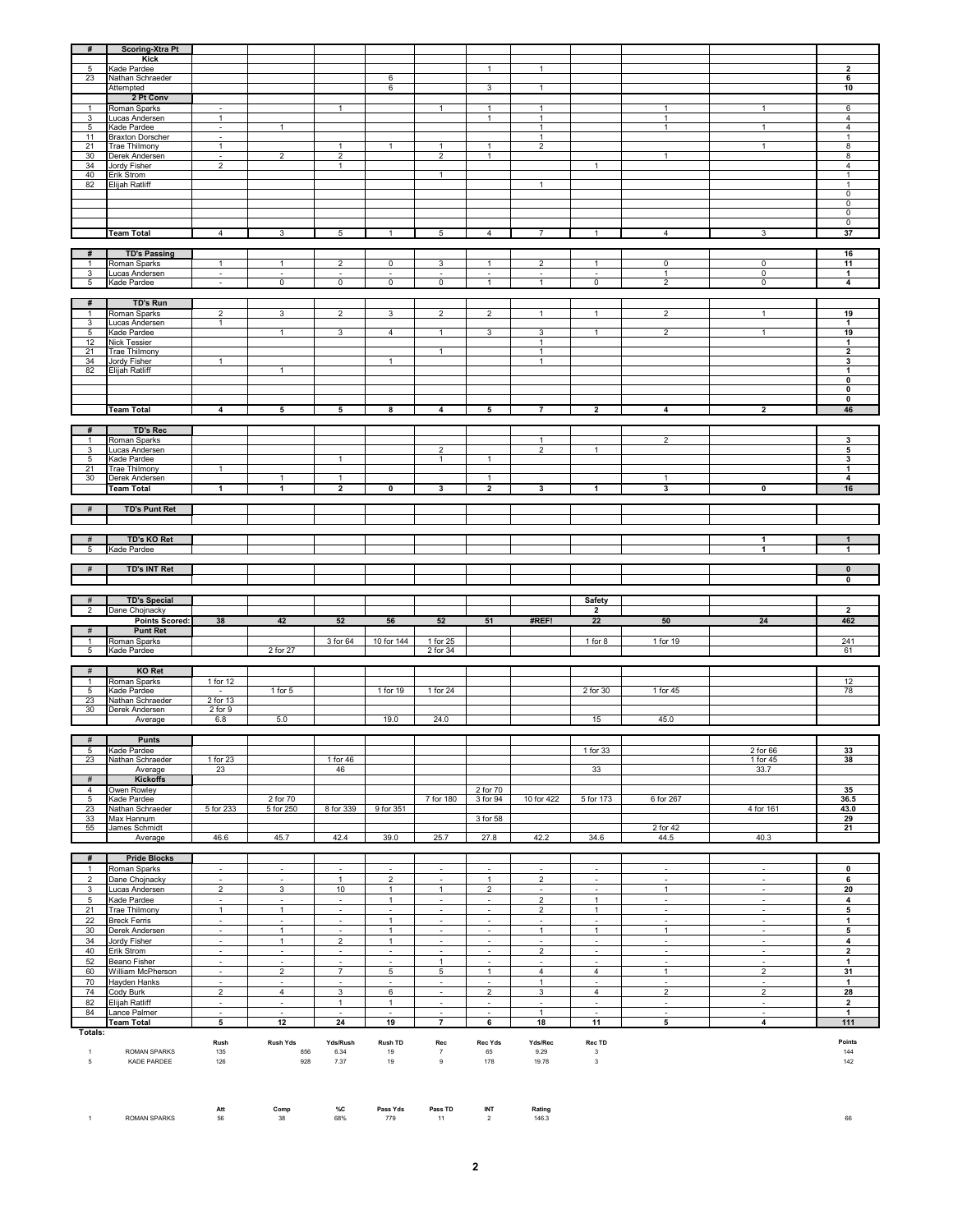| # | Scoring-Xtra Pt | | | | | | | | | | | |
|---|---|---|---|---|---|---|---|---|---|---|---|---|
| | **Kick** | | | | | | | | | | | |
| 5 | Kade Pardee | | | | | | 1 | 1 | | | | **2** |
| 23 | Nathan Schraeder | | | | 6 | | | | | | | **6** |
| | Attempted | | | | 6 | | 3 | 1 | | | | **10** |
| | **2 Pt Conv** | | | | | | | | | | | |
| 1 | Roman Sparks | - | | 1 | | 1 | 1 | 1 | | 1 | 1 | 6 |
| 3 | Lucas Andersen | 1 | | | | | 1 | 1 | | 1 | | 4 |
| 5 | Kade Pardee | - | 1 | | | | | 1 | | 1 | 1 | 4 |
| 11 | Braxton Dorscher | - | | | | | | 1 | | | | 1 |
| 21 | Trae Thilmony | 1 | | 1 | 1 | 1 | 1 | 2 | | | 1 | 8 |
| 30 | Derek Andersen | - | 2 | 2 | | 2 | 1 | | | 1 | | 8 |
| 34 | Jordy Fisher | 2 | | 1 | | | | | 1 | | | 4 |
| 40 | Erik Strom | | | | | 1 | | | | | | 1 |
| 82 | Elijah Ratliff | | | | | | | 1 | | | | 1 |
| | | | | | | | | | | | | 0 |
| | | | | | | | | | | | | 0 |
| | | | | | | | | | | | | 0 |
| | | | | | | | | | | | | 0 |
| | **Team Total** | 4 | 3 | 5 | 1 | 5 | 4 | 7 | 1 | 4 | 3 | **37** |

| # | TD's Passing | | | | | | | | | | | 16 |
|---|---|---|---|---|---|---|---|---|---|---|---|---|
| 1 | Roman Sparks | 1 | 1 | 2 | 0 | 3 | 1 | 2 | 1 | 0 | 0 | **11** |
| 3 | Lucas Andersen | - | - | - | - | - | - | - | - | 1 | 0 | **1** |
| 5 | Kade Pardee | - | 0 | 0 | 0 | 0 | 1 | 1 | 0 | 2 | 0 | **4** |

| # | TD's Run | | | | | | | | | | | |
|---|---|---|---|---|---|---|---|---|---|---|---|---|
| 1 | Roman Sparks | 2 | 3 | 2 | 3 | 2 | 2 | 1 | 1 | 2 | 1 | **19** |
| 3 | Lucas Andersen | 1 | | | | | | | | | | **1** |
| 5 | Kade Pardee | | 1 | 3 | 4 | 1 | 3 | 3 | 1 | 2 | 1 | **19** |
| 12 | Nick Tessier | | | | | | | 1 | | | | **1** |
| 21 | Trae Thilmony | | | | | 1 | | 1 | | | | **2** |
| 34 | Jordy Fisher | 1 | | | 1 | | | 1 | | | | **3** |
| 82 | Elijah Ratliff | | 1 | | | | | | | | | **1** |
| | | | | | | | | | | | | **0** |
| | | | | | | | | | | | | **0** |
| | | | | | | | | | | | | **0** |
| | **Team Total** | **4** | **5** | **5** | **8** | **4** | **5** | **7** | **2** | **4** | **2** | **46** |

| # | TD's Rec | | | | | | | | | | | |
|---|---|---|---|---|---|---|---|---|---|---|---|---|
| 1 | Roman Sparks | | | | | | | 1 | | 2 | | **3** |
| 3 | Lucas Andersen | | | | | 2 | | 2 | 1 | | | **5** |
| 5 | Kade Pardee | | | 1 | | 1 | 1 | | | | | **3** |
| 21 | Trae Thilmony | 1 | | | | | | | | | | **1** |
| 30 | Derek Andersen | | 1 | 1 | | | 1 | | | 1 | | **4** |
| | **Team Total** | **1** | **1** | **2** | **0** | **3** | **2** | **3** | **1** | **3** | **0** | **16** |

| # | TD's Punt Ret | | | | | | | | | | | |
|---|---|---|---|---|---|---|---|---|---|---|---|---|

| # | TD's KO Ret | | | | | | | | | | **1** | **1** |
|---|---|---|---|---|---|---|---|---|---|---|---|---|
| 5 | Kade Pardee | | | | | | | | | | **1** | **1** |

| # | TD's INT Ret | | | | | | | | | | | **0** |
|---|---|---|---|---|---|---|---|---|---|---|---|---|
| | | | | | | | | | | | | **0** |

| # | TD's Special | | | | | | | | **Safety** | | | |
|---|---|---|---|---|---|---|---|---|---|---|---|---|
| 2 | Dane Chojnacky | | | | | | | | **2** | | | **2** |
| | **Points Scored:** | **38** | **42** | **52** | **56** | **52** | **51** | **#REF!** | **22** | **50** | **24** | **462** |
| # | **Punt Ret** | | | | | | | | | | | |
| 1 | Roman Sparks | | | 3 for 64 | 10 for 144 | 1 for 25 | | | 1 for 8 | 1 for 19 | | 241 |
| 5 | Kade Pardee | | 2 for 27 | | | 2 for 34 | | | | | | 61 |

| # | KO Ret | | | | | | | | | | | |
|---|---|---|---|---|---|---|---|---|---|---|---|---|
| 1 | Roman Sparks | 1 for 12 | | | | | | | | | | 12 |
| 5 | Kade Pardee | - | 1 for 5 | | 1 for 19 | 1 for 24 | | | 2 for 30 | 1 for 45 | | 78 |
| 23 | Nathan Schraeder | 2 for 13 | | | | | | | | | | |
| 30 | Derek Andersen | 2 for 9 | | | | | | | | | | |
| | Average | 6.8 | 5.0 | | 19.0 | 24.0 | | | 15 | 45.0 | | |

| # | Punts | | | | | | | | | | | |
|---|---|---|---|---|---|---|---|---|---|---|---|---|
| 5 | Kade Pardee | | | | | | | | 1 for 33 | | 2 for 66 | **33** |
| 23 | Nathan Schraeder | 1 for 23 | | 1 for 46 | | | | | | | 1 for 45 | **38** |
| | Average | 23 | | 46 | | | | | 33 | | 33.7 | |
| # | **Kickoffs** | | | | | | | | | | | |
| 4 | Owen Rowley | | | | | | 2 for 70 | | | | | **35** |
| 5 | Kade Pardee | | 2 for 70 | | | 7 for 180 | 3 for 94 | 10 for 422 | 5 for 173 | 6 for 267 | | **36.5** |
| 23 | Nathan Schraeder | 5 for 233 | 5 for 250 | 8 for 339 | 9 for 351 | | | | | | 4 for 161 | **43.0** |
| 33 | Max Hannum | | | | | | 3 for 58 | | | | | **29** |
| 55 | James Schmidt | | | | | | | | | 2 for 42 | | **21** |
| | Average | 46.6 | 45.7 | 42.4 | 39.0 | 25.7 | 27.8 | 42.2 | 34.6 | 44.5 | 40.3 | |

| # | Pride Blocks | | | | | | | | | | | |
|---|---|---|---|---|---|---|---|---|---|---|---|---|
| 1 | Roman Sparks | - | - | - | - | - | - | - | - | - | - | **0** |
| 2 | Dane Chojnacky | - | - | 1 | 2 | - | 1 | 2 | - | - | - | **6** |
| 3 | Lucas Andersen | 2 | 3 | 10 | 1 | 1 | 2 | - | - | 1 | - | **20** |
| 5 | Kade Pardee | - | - | - | 1 | - | - | 2 | 1 | - | - | **4** |
| 21 | Trae Thilmony | 1 | 1 | - | - | - | - | 2 | 1 | - | - | **5** |
| 22 | Breck Ferris | - | - | - | 1 | - | - | - | - | - | - | **1** |
| 30 | Derek Andersen | - | 1 | - | 1 | - | - | 1 | 1 | 1 | - | **5** |
| 34 | Jordy Fisher | - | 1 | 2 | 1 | - | - | - | - | - | - | **4** |
| 40 | Erik Strom | - | - | - | - | - | - | 2 | - | - | - | **2** |
| 52 | Beano Fisher | - | - | - | - | 1 | - | - | - | - | - | **1** |
| 60 | William McPherson | - | 2 | 7 | 5 | 5 | 1 | 4 | 4 | 1 | 2 | **31** |
| 70 | Hayden Hanks | - | - | - | - | - | - | 1 | - | - | - | **1** |
| 74 | Cody Burk | 2 | 4 | 3 | 6 | - | 2 | 3 | 4 | 2 | 2 | **28** |
| 82 | Elijah Ratliff | - | - | 1 | 1 | - | - | - | - | - | - | **2** |
| 84 | Lance Palmer | - | - | - | - | - | - | 1 | - | - | - | **1** |
| | **Team Total** | **5** | **12** | **24** | **19** | **7** | **6** | **18** | **11** | **5** | **4** | **111** |

**Totals:**

| | | Rush | Rush Yds | Yds/Rush | Rush TD | Rec | Rec Yds | Yds/Rec | Rec TD | Points |
|---|---|---|---|---|---|---|---|---|---|---|
| 1 | ROMAN SPARKS | 135 | 856 | 6.34 | 19 | 7 | 65 | 9.29 | 3 | 144 |
| 5 | KADE PARDEE | 126 | 928 | 7.37 | 19 | 9 | 178 | 19.78 | 3 | 142 |

| | | Att | Comp | %C | Pass Yds | Pass TD | INT | Rating | |
|---|---|---|---|---|---|---|---|---|---|
| 1 | ROMAN SPARKS | 56 | 38 | 68% | 779 | 11 | 2 | 146.3 | 66 |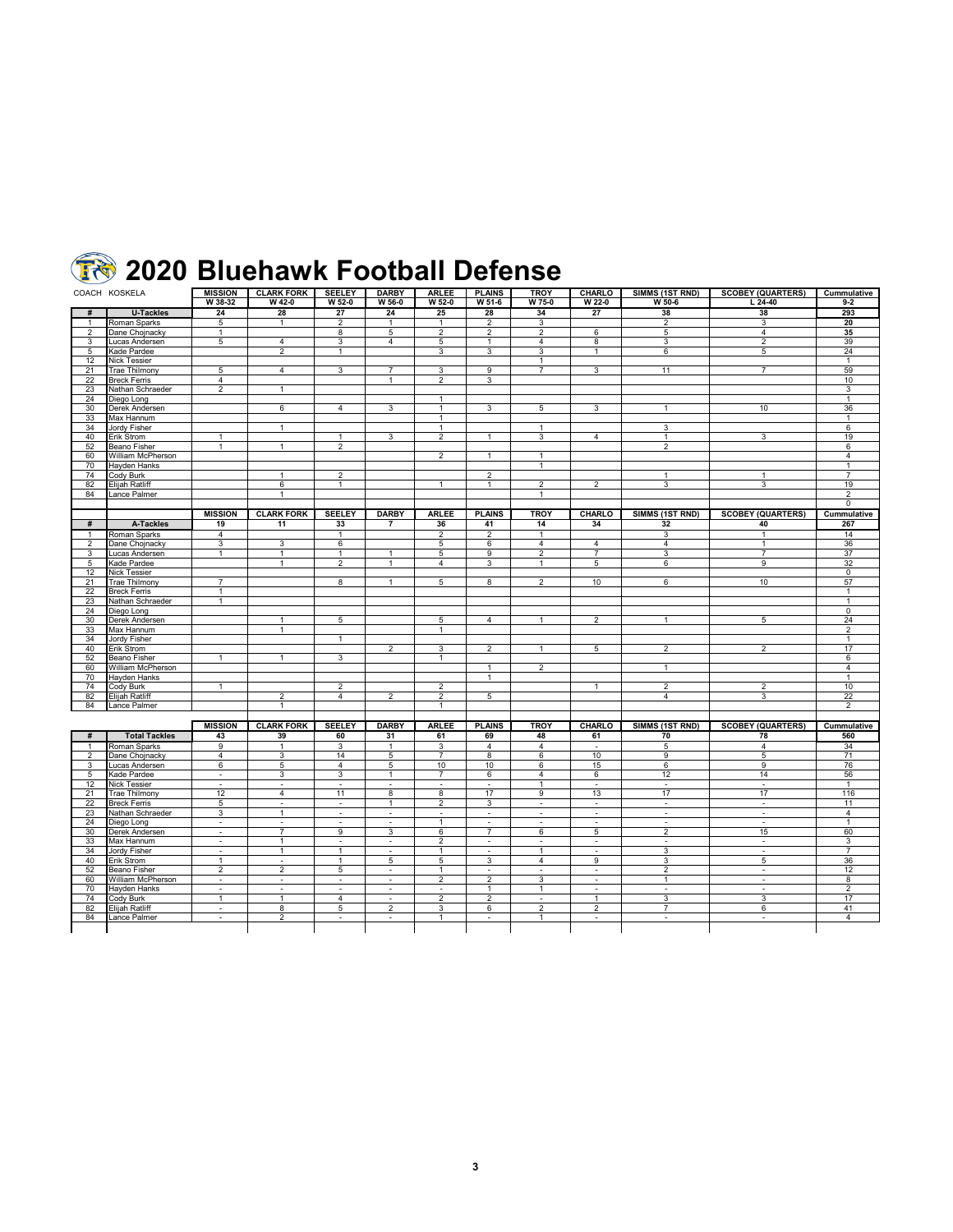# 2020 Bluehawk Football Defense

| COACH KOSKELA | | MISSION | CLARK FORK | SEELEY | DARBY | ARLEE | PLAINS | TROY | CHARLO | SIMMS (1ST RND) | SCOBEY (QUARTERS) | Cummulative |
|---|---|---|---|---|---|---|---|---|---|---|---|---|
| | | W 38-32 | W 42-0 | W 52-0 | W 56-0 | W 52-0 | W 51-6 | W 75-0 | W 22-0 | W 50-6 | L 24-40 | 9-2 |
| # | U-Tackles | 24 | 28 | 27 | 24 | 25 | 28 | 34 | 27 | 38 | 38 | 293 |
| 1 | Roman Sparks | 5 | 1 | 2 | 1 | 1 | 2 | 3 | | 2 | 3 | 20 |
| 2 | Dane Chojnacky | 1 | | 8 | 5 | 2 | 2 | 2 | 6 | 5 | 4 | 35 |
| 3 | Lucas Andersen | 5 | 4 | 3 | 4 | 5 | 1 | 4 | 8 | 3 | 2 | 39 |
| 5 | Kade Pardee | | 2 | 1 | | 3 | 3 | 3 | 1 | 6 | 5 | 24 |
| 12 | Nick Tessier | | | | | | | 1 | | | | 1 |
| 21 | Trae Thilmony | 5 | 4 | 3 | 7 | 3 | 9 | 7 | 3 | 11 | 7 | 59 |
| 22 | Breck Ferris | 4 | | | 1 | 2 | 3 | | | | | 10 |
| 23 | Nathan Schraeder | 2 | 1 | | | | | | | | | 3 |
| 24 | Diego Long | | | | | 1 | | | | | | 1 |
| 30 | Derek Andersen | | 6 | 4 | 3 | 1 | 3 | 5 | 3 | 1 | 10 | 36 |
| 33 | Max Hannum | | | | | 1 | | | | | | 1 |
| 34 | Jordy Fisher | | 1 | | | 1 | | 1 | | 3 | | 6 |
| 40 | Erik Strom | 1 | | 1 | 3 | 2 | 1 | 3 | 4 | 1 | 3 | 19 |
| 52 | Beano Fisher | 1 | 1 | 2 | | | | | | 2 | | 6 |
| 60 | William McPherson | | | | | 2 | 1 | 1 | | | | 4 |
| 70 | Hayden Hanks | | | | | | | 1 | | | | 1 |
| 74 | Cody Burk | | 1 | 2 | | | 2 | | | 1 | 1 | 7 |
| 82 | Elijah Ratliff | | 6 | 1 | | 1 | 1 | 2 | 2 | 3 | 3 | 19 |
| 84 | Lance Palmer | | 1 | | | | | 1 | | | | 2 |
| | | | | | | | | | | | | 0 |

| # | A-Tackles | MISSION | CLARK FORK | SEELEY | DARBY | ARLEE | PLAINS | TROY | CHARLO | SIMMS (1ST RND) | SCOBEY (QUARTERS) | Cummulative |
|---|---|---|---|---|---|---|---|---|---|---|---|---|
| | | 19 | 11 | 33 | 7 | 36 | 41 | 14 | 34 | 32 | 40 | 267 |
| 1 | Roman Sparks | 4 | | 1 | | 2 | 2 | 1 | | 3 | 1 | 14 |
| 2 | Dane Chojnacky | 3 | 3 | 6 | | 5 | 6 | 4 | 4 | 4 | 1 | 36 |
| 3 | Lucas Andersen | 1 | 1 | 1 | 1 | 5 | 9 | 2 | 7 | 3 | 7 | 37 |
| 5 | Kade Pardee | | 1 | 2 | 1 | 4 | 3 | 1 | 5 | 6 | 9 | 32 |
| 12 | Nick Tessier | | | | | | | | | | | 0 |
| 21 | Trae Thilmony | 7 | | 8 | 1 | 5 | 8 | 2 | 10 | 6 | 10 | 57 |
| 22 | Breck Ferris | 1 | | | | | | | | | | 1 |
| 23 | Nathan Schraeder | 1 | | | | | | | | | | 1 |
| 24 | Diego Long | | | | | | | | | | | 0 |
| 30 | Derek Andersen | | 1 | 5 | | 5 | 4 | 1 | 2 | 1 | 5 | 24 |
| 33 | Max Hannum | | 1 | | | 1 | | | | | | 2 |
| 34 | Jordy Fisher | | | 1 | | | | | | | | 1 |
| 40 | Erik Strom | | | | 2 | 3 | 2 | 1 | 5 | 2 | 2 | 17 |
| 52 | Beano Fisher | 1 | 1 | 3 | | 1 | | | | | | 6 |
| 60 | William McPherson | | | | | | 1 | 2 | | 1 | | 4 |
| 70 | Hayden Hanks | | | | | | 1 | | | | | 1 |
| 74 | Cody Burk | 1 | | 2 | | 2 | | | 1 | 2 | 2 | 10 |
| 82 | Elijah Ratliff | | 2 | 4 | 2 | 2 | 5 | | | 4 | 3 | 22 |
| 84 | Lance Palmer | | 1 | | | 1 | | | | | | 2 |

| # | Total Tackles | MISSION | CLARK FORK | SEELEY | DARBY | ARLEE | PLAINS | TROY | CHARLO | SIMMS (1ST RND) | SCOBEY (QUARTERS) | Cummulative |
|---|---|---|---|---|---|---|---|---|---|---|---|---|
| | | 43 | 39 | 60 | 31 | 61 | 69 | 48 | 61 | 70 | 78 | 560 |
| 1 | Roman Sparks | 9 | 1 | 3 | 1 | 3 | 4 | 4 | - | 5 | 4 | 34 |
| 2 | Dane Chojnacky | 4 | 3 | 14 | 5 | 7 | 8 | 6 | 10 | 9 | 5 | 71 |
| 3 | Lucas Andersen | 6 | 5 | 4 | 5 | 10 | 10 | 6 | 15 | 6 | 9 | 76 |
| 5 | Kade Pardee | - | 3 | 3 | 1 | 7 | 6 | 4 | 6 | 12 | 14 | 56 |
| 12 | Nick Tessier | - | - | - | - | - | - | 1 | - | - | - | 1 |
| 21 | Trae Thilmony | 12 | 4 | 11 | 8 | 8 | 17 | 9 | 13 | 17 | 17 | 116 |
| 22 | Breck Ferris | 5 | - | - | 1 | 2 | 3 | - | - | - | - | 11 |
| 23 | Nathan Schraeder | 3 | 1 | - | - | - | - | - | - | - | - | 4 |
| 24 | Diego Long | - | - | - | - | 1 | - | - | - | - | - | 1 |
| 30 | Derek Andersen | - | 7 | 9 | 3 | 6 | 7 | 6 | 5 | 2 | 15 | 60 |
| 33 | Max Hannum | - | 1 | - | - | 2 | - | - | - | - | - | 3 |
| 34 | Jordy Fisher | - | 1 | 1 | - | 1 | - | 1 | - | 3 | - | 7 |
| 40 | Erik Strom | 1 | - | 1 | 5 | 5 | 3 | 4 | 9 | 3 | 5 | 36 |
| 52 | Beano Fisher | 2 | 2 | 5 | - | 1 | - | - | - | 2 | - | 12 |
| 60 | William McPherson | - | - | - | - | 2 | 2 | 3 | - | 1 | - | 8 |
| 70 | Hayden Hanks | - | - | - | - | - | 1 | 1 | - | - | - | 2 |
| 74 | Cody Burk | 1 | 1 | 4 | - | 2 | 2 | - | 1 | 3 | 3 | 17 |
| 82 | Elijah Ratliff | - | 8 | 5 | 2 | 3 | 6 | 2 | 2 | 7 | 6 | 41 |
| 84 | Lance Palmer | - | 2 | - | - | 1 | - | 1 | - | - | - | 4 |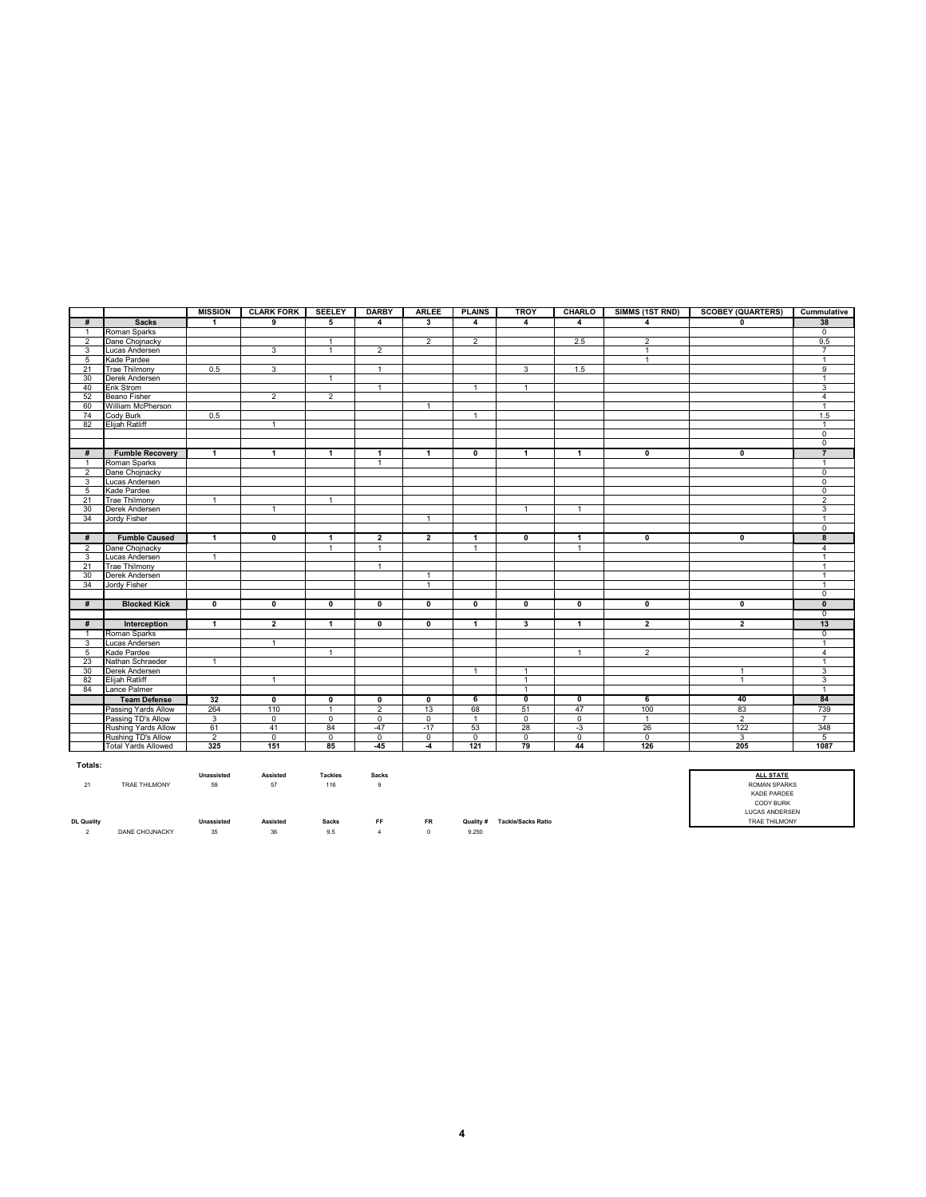| # | | MISSION | CLARK FORK | SEELEY | DARBY | ARLEE | PLAINS | TROY | CHARLO | SIMMS (1ST RND) | SCOBEY (QUARTERS) | Cummulative |
|---|---|---|---|---|---|---|---|---|---|---|---|---|
| **#** | **Sacks** | **1** | **9** | **5** | **4** | **3** | **4** | **4** | **4** | **4** | **0** | **38** |
| 1 | Roman Sparks | | | | | | | | | | | 0 |
| 2 | Dane Chojnacky | | | 1 | | 2 | 2 | | 2.5 | 2 | | 9.5 |
| 3 | Lucas Andersen | | 3 | 1 | 2 | | | | | 1 | | 7 |
| 5 | Kade Pardee | | | | | | | | | 1 | | 1 |
| 21 | Trae Thilmony | 0.5 | 3 | | 1 | | | 3 | 1.5 | | | 9 |
| 30 | Derek Andersen | | | 1 | | | | | | | | 1 |
| 40 | Erik Strom | | | | 1 | | 1 | 1 | | | | 3 |
| 52 | Beano Fisher | | 2 | 2 | | | | | | | | 4 |
| 60 | William McPherson | | | | | 1 | | | | | | 1 |
| 74 | Cody Burk | 0.5 | | | | | 1 | | | | | 1.5 |
| 82 | Elijah Ratliff | | 1 | | | | | | | | | 1 |
| | | | | | | | | | | | | 0 |
| | | | | | | | | | | | | 0 |
| **#** | **Fumble Recovery** | **1** | **1** | **1** | **1** | **1** | **0** | **1** | **1** | **0** | **0** | **7** |
| 1 | Roman Sparks | | | | 1 | | | | | | | 1 |
| 2 | Dane Chojnacky | | | | | | | | | | | 0 |
| 3 | Lucas Andersen | | | | | | | | | | | 0 |
| 5 | Kade Pardee | | | | | | | | | | | 0 |
| 21 | Trae Thilmony | 1 | | 1 | | | | | | | | 2 |
| 30 | Derek Andersen | | 1 | | | | | 1 | 1 | | | 3 |
| 34 | Jordy Fisher | | | | | 1 | | | | | | 1 |
| | | | | | | | | | | | | 0 |
| **#** | **Fumble Caused** | **1** | **0** | **1** | **2** | **2** | **1** | **0** | **1** | **0** | **0** | **8** |
| 2 | Dane Chojnacky | | | 1 | 1 | | 1 | | 1 | | | 4 |
| 3 | Lucas Andersen | 1 | | | | | | | | | | 1 |
| 21 | Trae Thilmony | | | | 1 | | | | | | | 1 |
| 30 | Derek Andersen | | | | | 1 | | | | | | 1 |
| 34 | Jordy Fisher | | | | | 1 | | | | | | 1 |
| | | | | | | | | | | | | 0 |
| **#** | **Blocked Kick** | **0** | **0** | **0** | **0** | **0** | **0** | **0** | **0** | **0** | **0** | **0** |
| | | | | | | | | | | | | 0 |
| **#** | **Interception** | **1** | **2** | **1** | **0** | **0** | **1** | **3** | **1** | **2** | **2** | **13** |
| 1 | Roman Sparks | | | | | | | | | | | 0 |
| 3 | Lucas Andersen | | 1 | | | | | | | | | 1 |
| 5 | Kade Pardee | | | 1 | | | | | 1 | 2 | | 4 |
| 23 | Nathan Schraeder | 1 | | | | | | | | | | 1 |
| 30 | Derek Andersen | | | | | | 1 | 1 | | | 1 | 3 |
| 82 | Elijah Ratliff | | 1 | | | | | 1 | | | 1 | 3 |
| 84 | Lance Palmer | | | | | | | 1 | | | | 1 |
| | **Team Defense** | **32** | **0** | **0** | **0** | **0** | **6** | **0** | **0** | **6** | **40** | **84** |
| | Passing Yards Allow | 264 | 110 | 1 | 2 | 13 | 68 | 51 | 47 | 100 | 83 | 739 |
| | Passing TD's Allow | 3 | 0 | 0 | 0 | 0 | 1 | 0 | 0 | 1 | 2 | 7 |
| | Rushing Yards Allow | 61 | 41 | 84 | -47 | -17 | 53 | 28 | -3 | 26 | 122 | 348 |
| | Rushing TD's Allow | 2 | 0 | 0 | 0 | 0 | 0 | 0 | 0 | 0 | 3 | 5 |
| | Total Yards Allowed | **325** | **151** | **85** | **-45** | **-4** | **121** | **79** | **44** | **126** | **205** | **1087** |

**Totals:**

| | | Unassisted | Assisted | Tackles | Sacks |
|---|---|---|---|---|---|
| 21 | TRAE THILMONY | 59 | 57 | 116 | 9 |

| DL Quality | | Unassisted | Assisted | Sacks | FF | FR | Quality # | Tackle/Sacks Ratio |
|---|---|---|---|---|---|---|---|---|
| 2 | DANE CHOJNACKY | 35 | 36 | 9.5 | 4 | 0 | 9.250 | |

**ALL STATE**

ROMAN SPARKS
KADE PARDEE
CODY BURK
LUCAS ANDERSEN
TRAE THILMONY